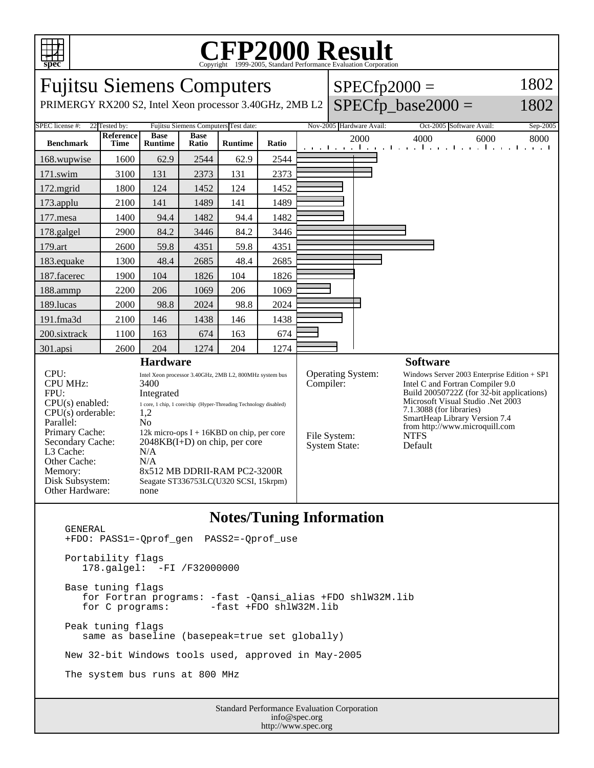# CFP2000 Result

Copyright 1999-2005, Standard Performance Evaluation Corporation

## Fujitsu Siemens Computers

PRIMERGY RX200 S2, Intel Xeon processor 3.40GHz, 2MB L2

SPECfp2000 = 1802

SPECfp_base2000 = 1802

| SPEC license #: | 22 | Tested by: | Fujitsu Siemens Computers | Test date: | Nov-2005 | Hardware Avail: | Oct-2005 | Software Avail: | Sep-2005 |
|---|---|---|---|---|---|---|---|---|---|

| Benchmark | Reference Time | Base Runtime | Base Ratio | Runtime | Ratio |
|---|---|---|---|---|---|
| 168.wupwise | 1600 | 62.9 | 2544 | 62.9 | 2544 |
| 171.swim | 3100 | 131 | 2373 | 131 | 2373 |
| 172.mgrid | 1800 | 124 | 1452 | 124 | 1452 |
| 173.applu | 2100 | 141 | 1489 | 141 | 1489 |
| 177.mesa | 1400 | 94.4 | 1482 | 94.4 | 1482 |
| 178.galgel | 2900 | 84.2 | 3446 | 84.2 | 3446 |
| 179.art | 2600 | 59.8 | 4351 | 59.8 | 4351 |
| 183.equake | 1300 | 48.4 | 2685 | 48.4 | 2685 |
| 187.facerec | 1900 | 104 | 1826 | 104 | 1826 |
| 188.ammp | 2200 | 206 | 1069 | 206 | 1069 |
| 189.lucas | 2000 | 98.8 | 2024 | 98.8 | 2024 |
| 191.fma3d | 2100 | 146 | 1438 | 146 | 1438 |
| 200.sixtrack | 1100 | 163 | 674 | 163 | 674 |
| 301.apsi | 2600 | 204 | 1274 | 204 | 1274 |

### Hardware

| | |
|---|---|
| CPU: | Intel Xeon processor 3.40GHz, 2MB L2, 800MHz system bus |
| CPU MHz: | 3400 |
| FPU: | Integrated |
| CPU(s) enabled: | 1 core, 1 chip, 1 core/chip (Hyper-Threading Technology disabled) |
| CPU(s) orderable: | 1,2 |
| Parallel: | No |
| Primary Cache: | 12k micro-ops I + 16KBD on chip, per core |
| Secondary Cache: | 2048KB(I+D) on chip, per core |
| L3 Cache: | N/A |
| Other Cache: | N/A |
| Memory: | 8x512 MB DDRII-RAM PC2-3200R |
| Disk Subsystem: | Seagate ST336753LC(U320 SCSI, 15krpm) |
| Other Hardware: | none |

### Software

| | |
|---|---|
| Operating System: | Windows Server 2003 Enterprise Edition + SP1 |
| Compiler: | Intel C and Fortran Compiler 9.0 Build 20050722Z (for 32-bit applications) Microsoft Visual Studio .Net 2003 7.1.3088 (for libraries) SmartHeap Library Version 7.4 from http://www.microquill.com |
| File System: | NTFS |
| System State: | Default |

## Notes/Tuning Information

```
GENERAL
+FDO: PASS1=-Qprof_gen  PASS2=-Qprof_use

Portability flags
   178.galgel:  -FI /F32000000

Base tuning flags
   for Fortran programs: -fast -Qansi_alias +FDO shlW32M.lib
   for C programs:        -fast +FDO shlW32M.lib

Peak tuning flags
   same as baseline (basepeak=true set globally)

New 32-bit Windows tools used, approved in May-2005

The system bus runs at 800 MHz
```

Standard Performance Evaluation Corporation
info@spec.org
http://www.spec.org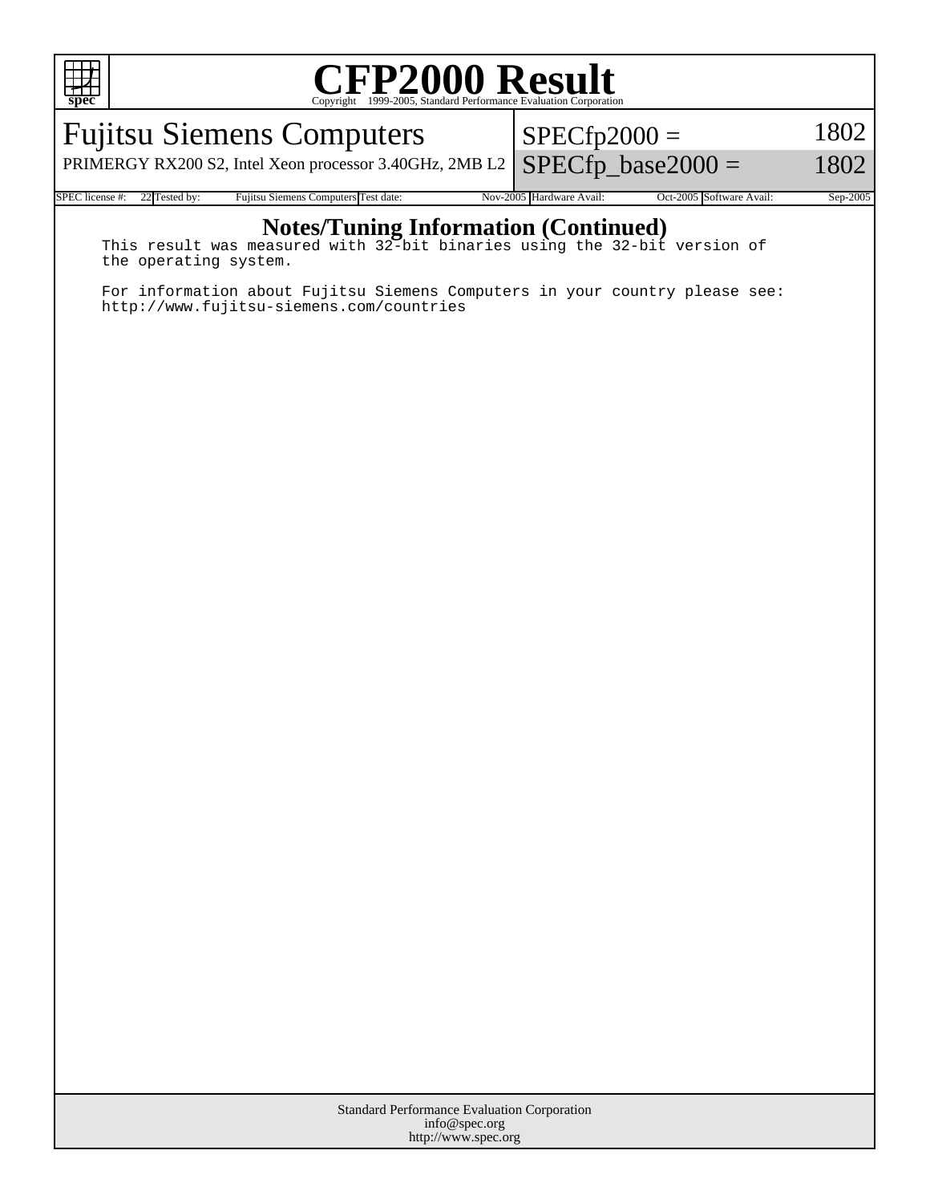# CFP2000 Result

Copyright 1999-2005, Standard Performance Evaluation Corporation

## Fujitsu Siemens Computers

PRIMERGY RX200 S2, Intel Xeon processor 3.40GHz, 2MB L2

SPECfp2000 = 1802

SPECfp_base2000 = 1802

| SPEC license #: | 22 | Tested by: | Fujitsu Siemens Computers | Test date: | Nov-2005 | Hardware Avail: | Oct-2005 | Software Avail: | Sep-2005 |
|---|---|---|---|---|---|---|---|---|---|

### Notes/Tuning Information (Continued)

```
This result was measured with 32-bit binaries using the 32-bit version of
the operating system.

For information about Fujitsu Siemens Computers in your country please see:
http://www.fujitsu-siemens.com/countries
```

Standard Performance Evaluation Corporation
info@spec.org
http://www.spec.org